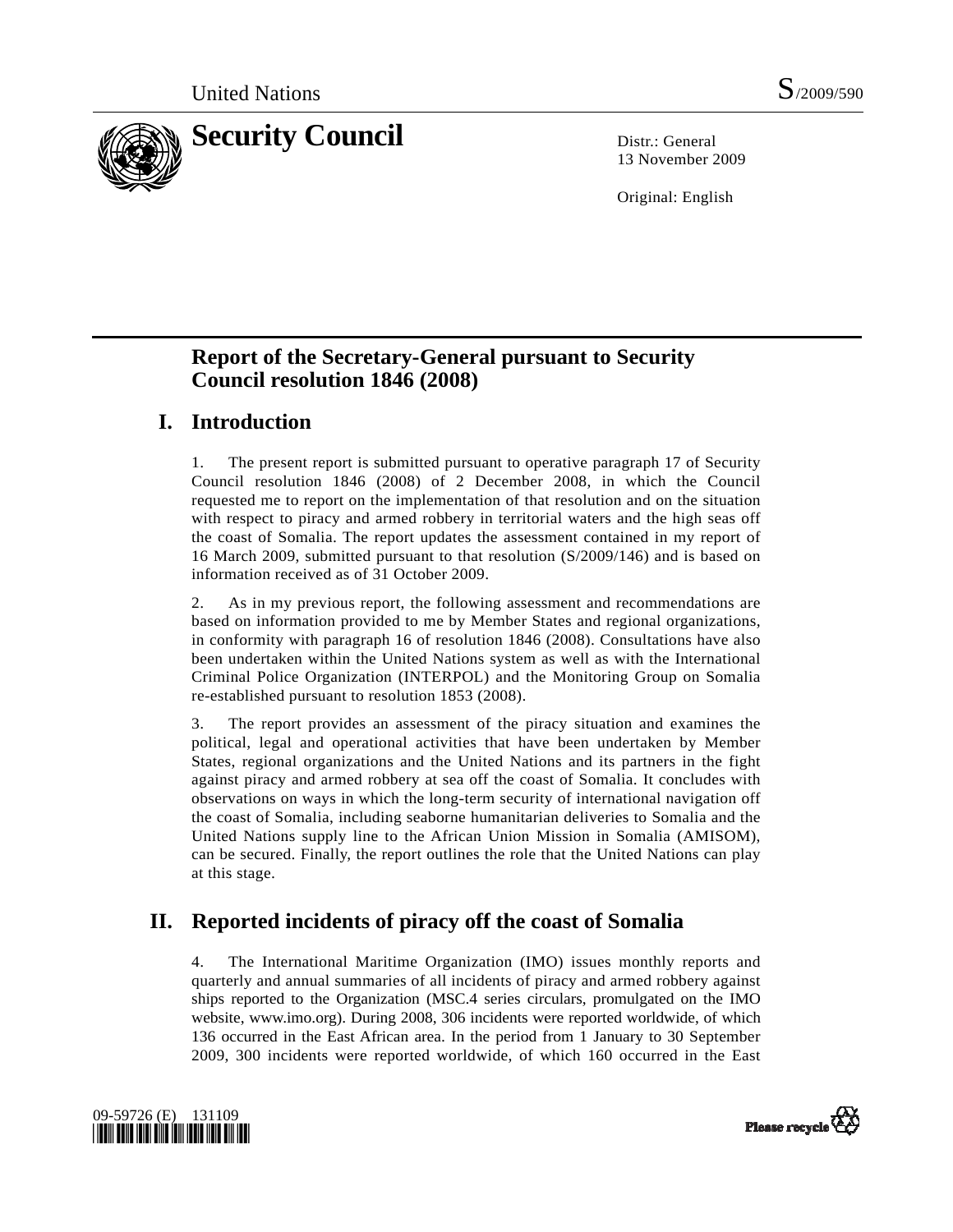United Nations S/2009/590

# Security Council

Distr.: General
13 November 2009

Original: English

## Report of the Secretary-General pursuant to Security Council resolution 1846 (2008)

## I. Introduction

1. The present report is submitted pursuant to operative paragraph 17 of Security Council resolution 1846 (2008) of 2 December 2008, in which the Council requested me to report on the implementation of that resolution and on the situation with respect to piracy and armed robbery in territorial waters and the high seas off the coast of Somalia. The report updates the assessment contained in my report of 16 March 2009, submitted pursuant to that resolution (S/2009/146) and is based on information received as of 31 October 2009.

2. As in my previous report, the following assessment and recommendations are based on information provided to me by Member States and regional organizations, in conformity with paragraph 16 of resolution 1846 (2008). Consultations have also been undertaken within the United Nations system as well as with the International Criminal Police Organization (INTERPOL) and the Monitoring Group on Somalia re-established pursuant to resolution 1853 (2008).

3. The report provides an assessment of the piracy situation and examines the political, legal and operational activities that have been undertaken by Member States, regional organizations and the United Nations and its partners in the fight against piracy and armed robbery at sea off the coast of Somalia. It concludes with observations on ways in which the long-term security of international navigation off the coast of Somalia, including seaborne humanitarian deliveries to Somalia and the United Nations supply line to the African Union Mission in Somalia (AMISOM), can be secured. Finally, the report outlines the role that the United Nations can play at this stage.

## II. Reported incidents of piracy off the coast of Somalia

4. The International Maritime Organization (IMO) issues monthly reports and quarterly and annual summaries of all incidents of piracy and armed robbery against ships reported to the Organization (MSC.4 series circulars, promulgated on the IMO website, www.imo.org). During 2008, 306 incidents were reported worldwide, of which 136 occurred in the East African area. In the period from 1 January to 30 September 2009, 300 incidents were reported worldwide, of which 160 occurred in the East

09-59726 (E) 131109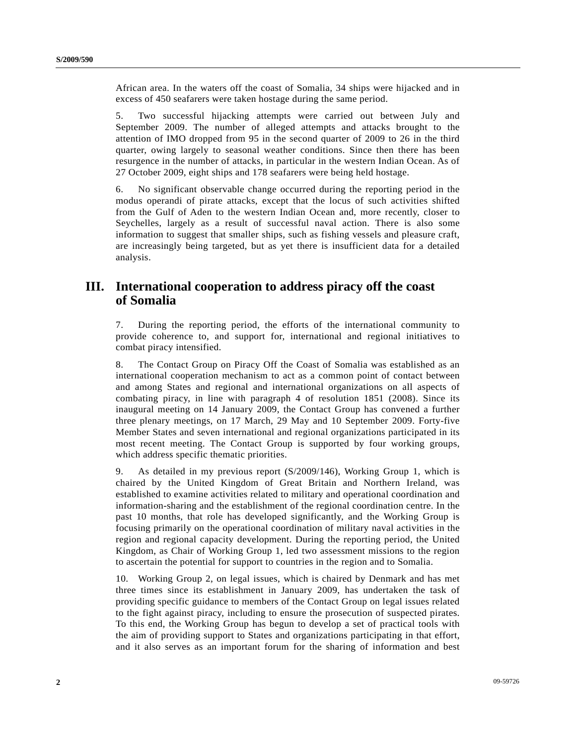African area. In the waters off the coast of Somalia, 34 ships were hijacked and in excess of 450 seafarers were taken hostage during the same period.

5. Two successful hijacking attempts were carried out between July and September 2009. The number of alleged attempts and attacks brought to the attention of IMO dropped from 95 in the second quarter of 2009 to 26 in the third quarter, owing largely to seasonal weather conditions. Since then there has been resurgence in the number of attacks, in particular in the western Indian Ocean. As of 27 October 2009, eight ships and 178 seafarers were being held hostage.

6. No significant observable change occurred during the reporting period in the modus operandi of pirate attacks, except that the locus of such activities shifted from the Gulf of Aden to the western Indian Ocean and, more recently, closer to Seychelles, largely as a result of successful naval action. There is also some information to suggest that smaller ships, such as fishing vessels and pleasure craft, are increasingly being targeted, but as yet there is insufficient data for a detailed analysis.

## III. International cooperation to address piracy off the coast of Somalia

7. During the reporting period, the efforts of the international community to provide coherence to, and support for, international and regional initiatives to combat piracy intensified.

8. The Contact Group on Piracy Off the Coast of Somalia was established as an international cooperation mechanism to act as a common point of contact between and among States and regional and international organizations on all aspects of combating piracy, in line with paragraph 4 of resolution 1851 (2008). Since its inaugural meeting on 14 January 2009, the Contact Group has convened a further three plenary meetings, on 17 March, 29 May and 10 September 2009. Forty-five Member States and seven international and regional organizations participated in its most recent meeting. The Contact Group is supported by four working groups, which address specific thematic priorities.

9. As detailed in my previous report (S/2009/146), Working Group 1, which is chaired by the United Kingdom of Great Britain and Northern Ireland, was established to examine activities related to military and operational coordination and information-sharing and the establishment of the regional coordination centre. In the past 10 months, that role has developed significantly, and the Working Group is focusing primarily on the operational coordination of military naval activities in the region and regional capacity development. During the reporting period, the United Kingdom, as Chair of Working Group 1, led two assessment missions to the region to ascertain the potential for support to countries in the region and to Somalia.

10. Working Group 2, on legal issues, which is chaired by Denmark and has met three times since its establishment in January 2009, has undertaken the task of providing specific guidance to members of the Contact Group on legal issues related to the fight against piracy, including to ensure the prosecution of suspected pirates. To this end, the Working Group has begun to develop a set of practical tools with the aim of providing support to States and organizations participating in that effort, and it also serves as an important forum for the sharing of information and best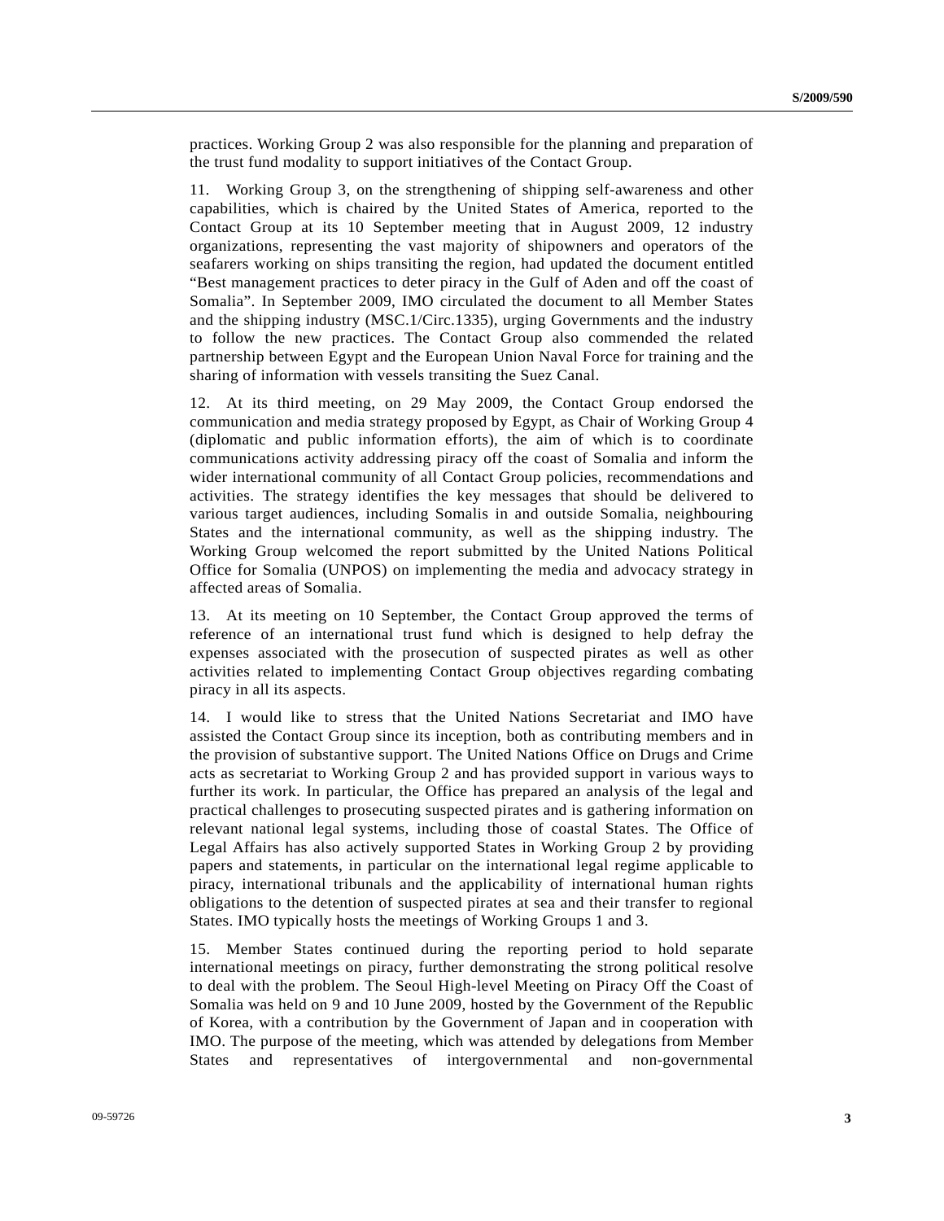practices. Working Group 2 was also responsible for the planning and preparation of the trust fund modality to support initiatives of the Contact Group.

11. Working Group 3, on the strengthening of shipping self-awareness and other capabilities, which is chaired by the United States of America, reported to the Contact Group at its 10 September meeting that in August 2009, 12 industry organizations, representing the vast majority of shipowners and operators of the seafarers working on ships transiting the region, had updated the document entitled "Best management practices to deter piracy in the Gulf of Aden and off the coast of Somalia". In September 2009, IMO circulated the document to all Member States and the shipping industry (MSC.1/Circ.1335), urging Governments and the industry to follow the new practices. The Contact Group also commended the related partnership between Egypt and the European Union Naval Force for training and the sharing of information with vessels transiting the Suez Canal.

12. At its third meeting, on 29 May 2009, the Contact Group endorsed the communication and media strategy proposed by Egypt, as Chair of Working Group 4 (diplomatic and public information efforts), the aim of which is to coordinate communications activity addressing piracy off the coast of Somalia and inform the wider international community of all Contact Group policies, recommendations and activities. The strategy identifies the key messages that should be delivered to various target audiences, including Somalis in and outside Somalia, neighbouring States and the international community, as well as the shipping industry. The Working Group welcomed the report submitted by the United Nations Political Office for Somalia (UNPOS) on implementing the media and advocacy strategy in affected areas of Somalia.

13. At its meeting on 10 September, the Contact Group approved the terms of reference of an international trust fund which is designed to help defray the expenses associated with the prosecution of suspected pirates as well as other activities related to implementing Contact Group objectives regarding combating piracy in all its aspects.

14. I would like to stress that the United Nations Secretariat and IMO have assisted the Contact Group since its inception, both as contributing members and in the provision of substantive support. The United Nations Office on Drugs and Crime acts as secretariat to Working Group 2 and has provided support in various ways to further its work. In particular, the Office has prepared an analysis of the legal and practical challenges to prosecuting suspected pirates and is gathering information on relevant national legal systems, including those of coastal States. The Office of Legal Affairs has also actively supported States in Working Group 2 by providing papers and statements, in particular on the international legal regime applicable to piracy, international tribunals and the applicability of international human rights obligations to the detention of suspected pirates at sea and their transfer to regional States. IMO typically hosts the meetings of Working Groups 1 and 3.

15. Member States continued during the reporting period to hold separate international meetings on piracy, further demonstrating the strong political resolve to deal with the problem. The Seoul High-level Meeting on Piracy Off the Coast of Somalia was held on 9 and 10 June 2009, hosted by the Government of the Republic of Korea, with a contribution by the Government of Japan and in cooperation with IMO. The purpose of the meeting, which was attended by delegations from Member States and representatives of intergovernmental and non-governmental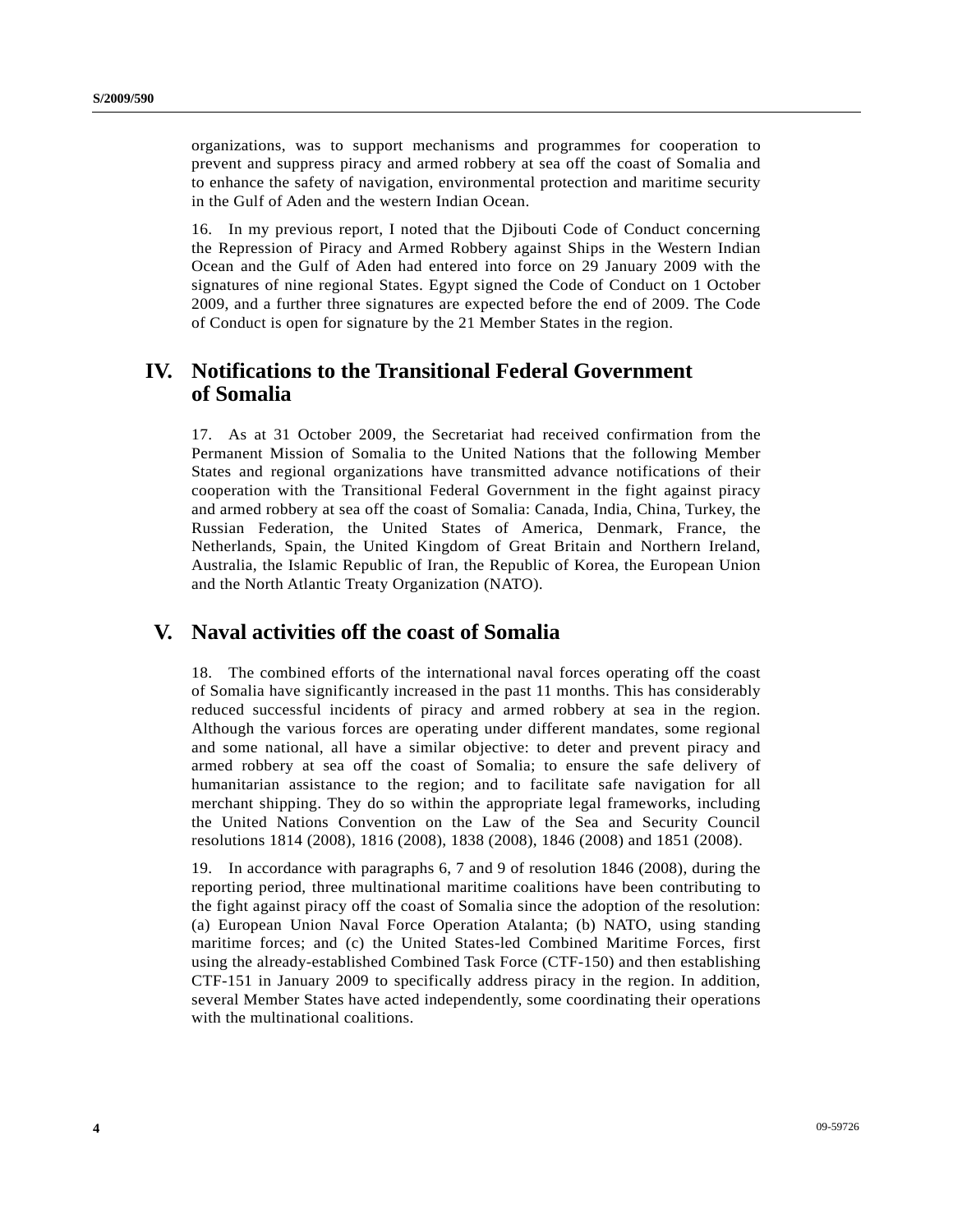organizations, was to support mechanisms and programmes for cooperation to prevent and suppress piracy and armed robbery at sea off the coast of Somalia and to enhance the safety of navigation, environmental protection and maritime security in the Gulf of Aden and the western Indian Ocean.

16. In my previous report, I noted that the Djibouti Code of Conduct concerning the Repression of Piracy and Armed Robbery against Ships in the Western Indian Ocean and the Gulf of Aden had entered into force on 29 January 2009 with the signatures of nine regional States. Egypt signed the Code of Conduct on 1 October 2009, and a further three signatures are expected before the end of 2009. The Code of Conduct is open for signature by the 21 Member States in the region.

## IV. Notifications to the Transitional Federal Government of Somalia

17. As at 31 October 2009, the Secretariat had received confirmation from the Permanent Mission of Somalia to the United Nations that the following Member States and regional organizations have transmitted advance notifications of their cooperation with the Transitional Federal Government in the fight against piracy and armed robbery at sea off the coast of Somalia: Canada, India, China, Turkey, the Russian Federation, the United States of America, Denmark, France, the Netherlands, Spain, the United Kingdom of Great Britain and Northern Ireland, Australia, the Islamic Republic of Iran, the Republic of Korea, the European Union and the North Atlantic Treaty Organization (NATO).

## V. Naval activities off the coast of Somalia

18. The combined efforts of the international naval forces operating off the coast of Somalia have significantly increased in the past 11 months. This has considerably reduced successful incidents of piracy and armed robbery at sea in the region. Although the various forces are operating under different mandates, some regional and some national, all have a similar objective: to deter and prevent piracy and armed robbery at sea off the coast of Somalia; to ensure the safe delivery of humanitarian assistance to the region; and to facilitate safe navigation for all merchant shipping. They do so within the appropriate legal frameworks, including the United Nations Convention on the Law of the Sea and Security Council resolutions 1814 (2008), 1816 (2008), 1838 (2008), 1846 (2008) and 1851 (2008).

19. In accordance with paragraphs 6, 7 and 9 of resolution 1846 (2008), during the reporting period, three multinational maritime coalitions have been contributing to the fight against piracy off the coast of Somalia since the adoption of the resolution: (a) European Union Naval Force Operation Atalanta; (b) NATO, using standing maritime forces; and (c) the United States-led Combined Maritime Forces, first using the already-established Combined Task Force (CTF-150) and then establishing CTF-151 in January 2009 to specifically address piracy in the region. In addition, several Member States have acted independently, some coordinating their operations with the multinational coalitions.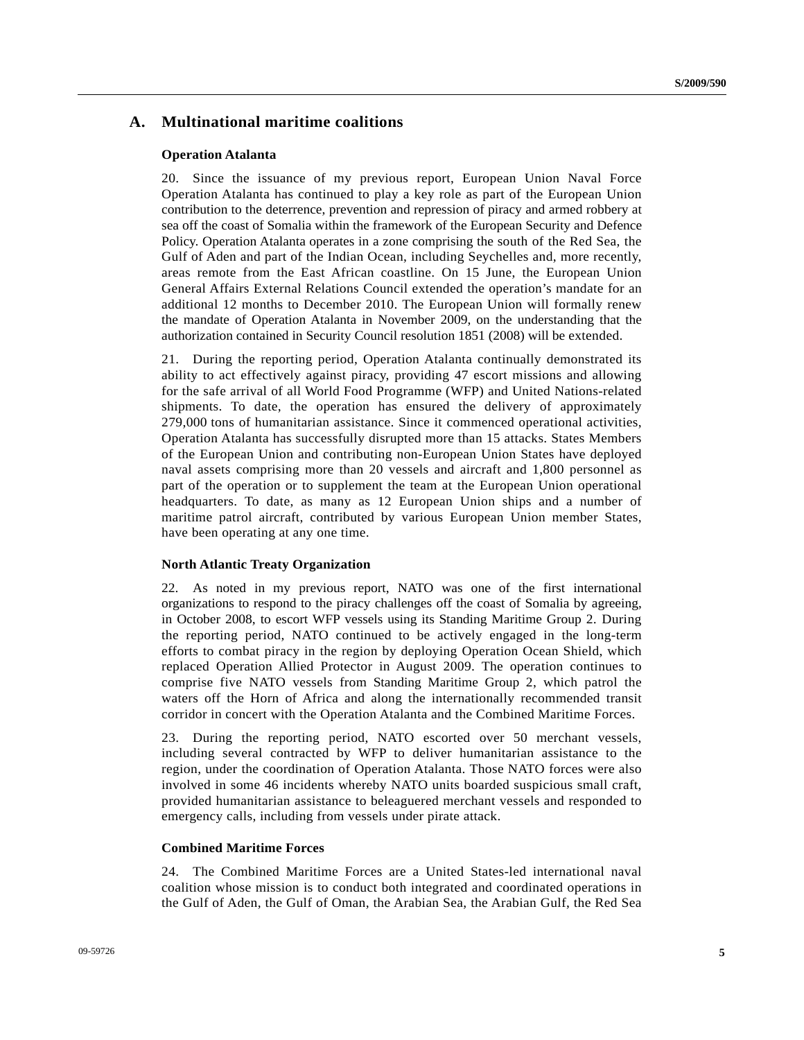## A. Multinational maritime coalitions

### Operation Atalanta

20. Since the issuance of my previous report, European Union Naval Force Operation Atalanta has continued to play a key role as part of the European Union contribution to the deterrence, prevention and repression of piracy and armed robbery at sea off the coast of Somalia within the framework of the European Security and Defence Policy. Operation Atalanta operates in a zone comprising the south of the Red Sea, the Gulf of Aden and part of the Indian Ocean, including Seychelles and, more recently, areas remote from the East African coastline. On 15 June, the European Union General Affairs External Relations Council extended the operation's mandate for an additional 12 months to December 2010. The European Union will formally renew the mandate of Operation Atalanta in November 2009, on the understanding that the authorization contained in Security Council resolution 1851 (2008) will be extended.

21. During the reporting period, Operation Atalanta continually demonstrated its ability to act effectively against piracy, providing 47 escort missions and allowing for the safe arrival of all World Food Programme (WFP) and United Nations-related shipments. To date, the operation has ensured the delivery of approximately 279,000 tons of humanitarian assistance. Since it commenced operational activities, Operation Atalanta has successfully disrupted more than 15 attacks. States Members of the European Union and contributing non-European Union States have deployed naval assets comprising more than 20 vessels and aircraft and 1,800 personnel as part of the operation or to supplement the team at the European Union operational headquarters. To date, as many as 12 European Union ships and a number of maritime patrol aircraft, contributed by various European Union member States, have been operating at any one time.

### North Atlantic Treaty Organization

22. As noted in my previous report, NATO was one of the first international organizations to respond to the piracy challenges off the coast of Somalia by agreeing, in October 2008, to escort WFP vessels using its Standing Maritime Group 2. During the reporting period, NATO continued to be actively engaged in the long-term efforts to combat piracy in the region by deploying Operation Ocean Shield, which replaced Operation Allied Protector in August 2009. The operation continues to comprise five NATO vessels from Standing Maritime Group 2, which patrol the waters off the Horn of Africa and along the internationally recommended transit corridor in concert with the Operation Atalanta and the Combined Maritime Forces.

23. During the reporting period, NATO escorted over 50 merchant vessels, including several contracted by WFP to deliver humanitarian assistance to the region, under the coordination of Operation Atalanta. Those NATO forces were also involved in some 46 incidents whereby NATO units boarded suspicious small craft, provided humanitarian assistance to beleaguered merchant vessels and responded to emergency calls, including from vessels under pirate attack.

### Combined Maritime Forces

24. The Combined Maritime Forces are a United States-led international naval coalition whose mission is to conduct both integrated and coordinated operations in the Gulf of Aden, the Gulf of Oman, the Arabian Sea, the Arabian Gulf, the Red Sea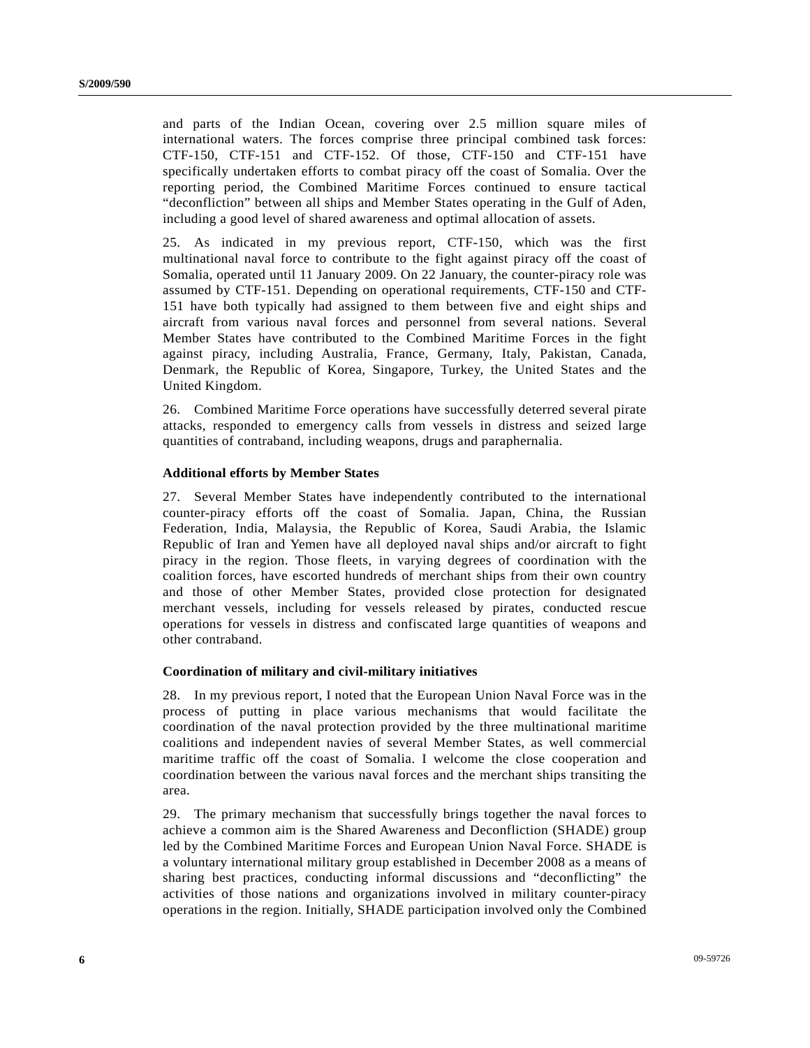and parts of the Indian Ocean, covering over 2.5 million square miles of international waters. The forces comprise three principal combined task forces: CTF-150, CTF-151 and CTF-152. Of those, CTF-150 and CTF-151 have specifically undertaken efforts to combat piracy off the coast of Somalia. Over the reporting period, the Combined Maritime Forces continued to ensure tactical "deconfliction" between all ships and Member States operating in the Gulf of Aden, including a good level of shared awareness and optimal allocation of assets.

25. As indicated in my previous report, CTF-150, which was the first multinational naval force to contribute to the fight against piracy off the coast of Somalia, operated until 11 January 2009. On 22 January, the counter-piracy role was assumed by CTF-151. Depending on operational requirements, CTF-150 and CTF-151 have both typically had assigned to them between five and eight ships and aircraft from various naval forces and personnel from several nations. Several Member States have contributed to the Combined Maritime Forces in the fight against piracy, including Australia, France, Germany, Italy, Pakistan, Canada, Denmark, the Republic of Korea, Singapore, Turkey, the United States and the United Kingdom.

26. Combined Maritime Force operations have successfully deterred several pirate attacks, responded to emergency calls from vessels in distress and seized large quantities of contraband, including weapons, drugs and paraphernalia.

### Additional efforts by Member States

27. Several Member States have independently contributed to the international counter-piracy efforts off the coast of Somalia. Japan, China, the Russian Federation, India, Malaysia, the Republic of Korea, Saudi Arabia, the Islamic Republic of Iran and Yemen have all deployed naval ships and/or aircraft to fight piracy in the region. Those fleets, in varying degrees of coordination with the coalition forces, have escorted hundreds of merchant ships from their own country and those of other Member States, provided close protection for designated merchant vessels, including for vessels released by pirates, conducted rescue operations for vessels in distress and confiscated large quantities of weapons and other contraband.

### Coordination of military and civil-military initiatives

28. In my previous report, I noted that the European Union Naval Force was in the process of putting in place various mechanisms that would facilitate the coordination of the naval protection provided by the three multinational maritime coalitions and independent navies of several Member States, as well commercial maritime traffic off the coast of Somalia. I welcome the close cooperation and coordination between the various naval forces and the merchant ships transiting the area.

29. The primary mechanism that successfully brings together the naval forces to achieve a common aim is the Shared Awareness and Deconfliction (SHADE) group led by the Combined Maritime Forces and European Union Naval Force. SHADE is a voluntary international military group established in December 2008 as a means of sharing best practices, conducting informal discussions and "deconflicting" the activities of those nations and organizations involved in military counter-piracy operations in the region. Initially, SHADE participation involved only the Combined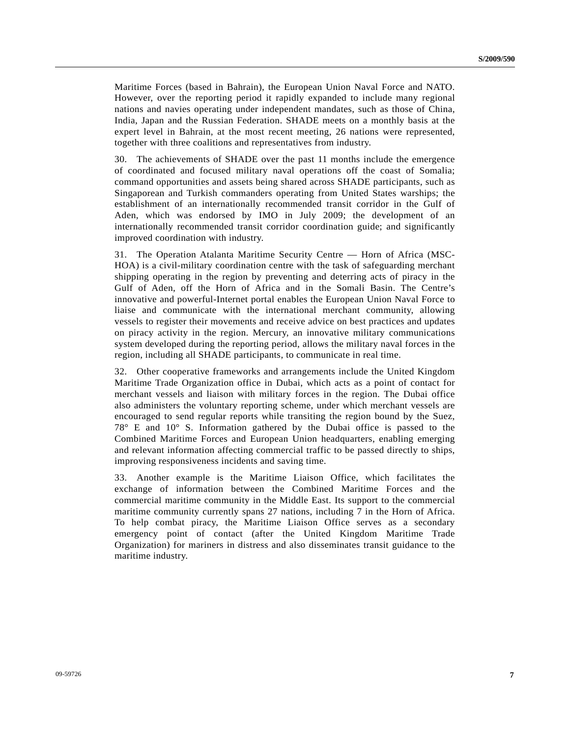Maritime Forces (based in Bahrain), the European Union Naval Force and NATO. However, over the reporting period it rapidly expanded to include many regional nations and navies operating under independent mandates, such as those of China, India, Japan and the Russian Federation. SHADE meets on a monthly basis at the expert level in Bahrain, at the most recent meeting, 26 nations were represented, together with three coalitions and representatives from industry.

30. The achievements of SHADE over the past 11 months include the emergence of coordinated and focused military naval operations off the coast of Somalia; command opportunities and assets being shared across SHADE participants, such as Singaporean and Turkish commanders operating from United States warships; the establishment of an internationally recommended transit corridor in the Gulf of Aden, which was endorsed by IMO in July 2009; the development of an internationally recommended transit corridor coordination guide; and significantly improved coordination with industry.

31. The Operation Atalanta Maritime Security Centre — Horn of Africa (MSC-HOA) is a civil-military coordination centre with the task of safeguarding merchant shipping operating in the region by preventing and deterring acts of piracy in the Gulf of Aden, off the Horn of Africa and in the Somali Basin. The Centre's innovative and powerful-Internet portal enables the European Union Naval Force to liaise and communicate with the international merchant community, allowing vessels to register their movements and receive advice on best practices and updates on piracy activity in the region. Mercury, an innovative military communications system developed during the reporting period, allows the military naval forces in the region, including all SHADE participants, to communicate in real time.

32. Other cooperative frameworks and arrangements include the United Kingdom Maritime Trade Organization office in Dubai, which acts as a point of contact for merchant vessels and liaison with military forces in the region. The Dubai office also administers the voluntary reporting scheme, under which merchant vessels are encouraged to send regular reports while transiting the region bound by the Suez, 78° E and 10° S. Information gathered by the Dubai office is passed to the Combined Maritime Forces and European Union headquarters, enabling emerging and relevant information affecting commercial traffic to be passed directly to ships, improving responsiveness incidents and saving time.

33. Another example is the Maritime Liaison Office, which facilitates the exchange of information between the Combined Maritime Forces and the commercial maritime community in the Middle East. Its support to the commercial maritime community currently spans 27 nations, including 7 in the Horn of Africa. To help combat piracy, the Maritime Liaison Office serves as a secondary emergency point of contact (after the United Kingdom Maritime Trade Organization) for mariners in distress and also disseminates transit guidance to the maritime industry.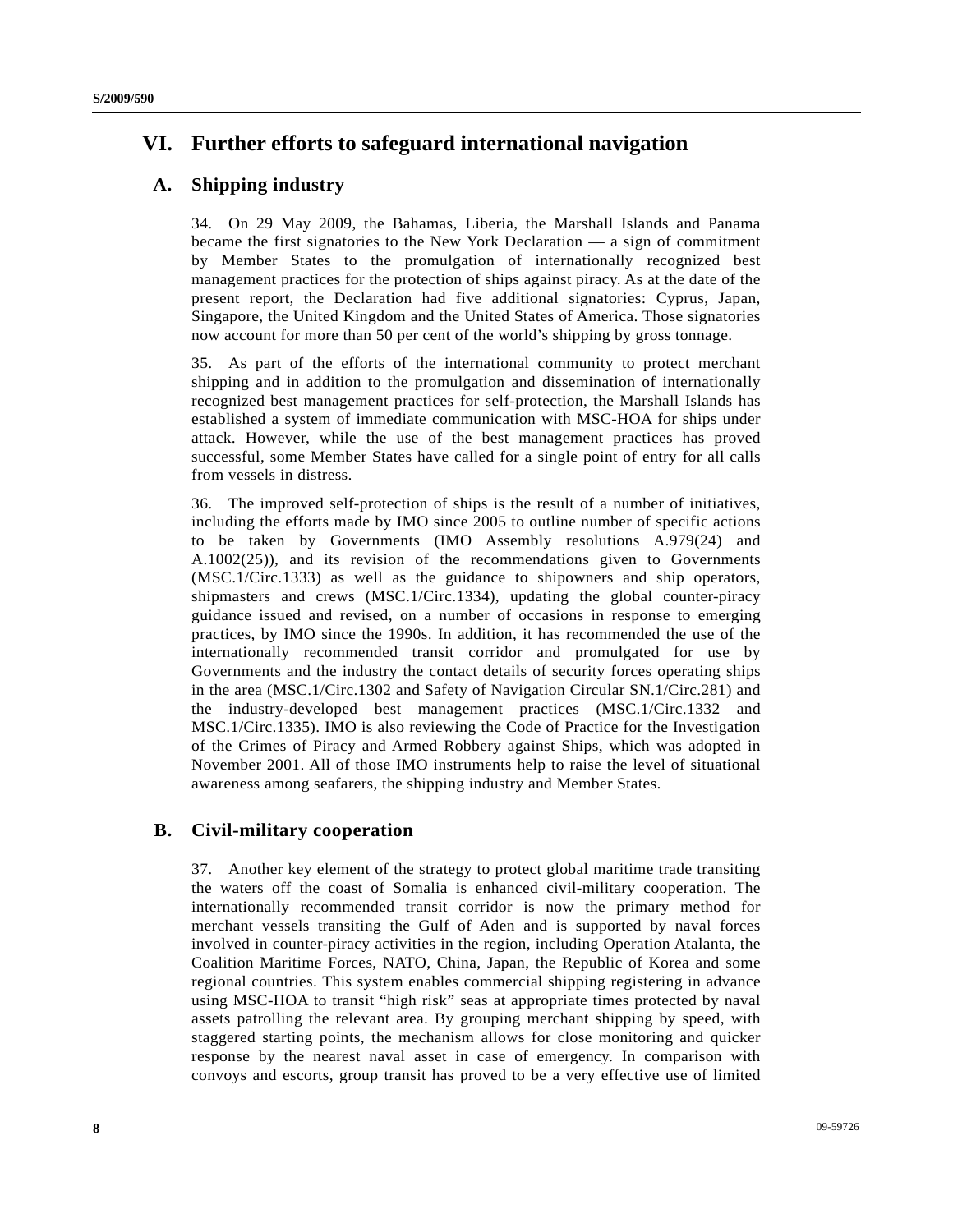# VI. Further efforts to safeguard international navigation

## A. Shipping industry

34. On 29 May 2009, the Bahamas, Liberia, the Marshall Islands and Panama became the first signatories to the New York Declaration — a sign of commitment by Member States to the promulgation of internationally recognized best management practices for the protection of ships against piracy. As at the date of the present report, the Declaration had five additional signatories: Cyprus, Japan, Singapore, the United Kingdom and the United States of America. Those signatories now account for more than 50 per cent of the world's shipping by gross tonnage.

35. As part of the efforts of the international community to protect merchant shipping and in addition to the promulgation and dissemination of internationally recognized best management practices for self-protection, the Marshall Islands has established a system of immediate communication with MSC-HOA for ships under attack. However, while the use of the best management practices has proved successful, some Member States have called for a single point of entry for all calls from vessels in distress.

36. The improved self-protection of ships is the result of a number of initiatives, including the efforts made by IMO since 2005 to outline number of specific actions to be taken by Governments (IMO Assembly resolutions A.979(24) and A.1002(25)), and its revision of the recommendations given to Governments (MSC.1/Circ.1333) as well as the guidance to shipowners and ship operators, shipmasters and crews (MSC.1/Circ.1334), updating the global counter-piracy guidance issued and revised, on a number of occasions in response to emerging practices, by IMO since the 1990s. In addition, it has recommended the use of the internationally recommended transit corridor and promulgated for use by Governments and the industry the contact details of security forces operating ships in the area (MSC.1/Circ.1302 and Safety of Navigation Circular SN.1/Circ.281) and the industry-developed best management practices (MSC.1/Circ.1332 and MSC.1/Circ.1335). IMO is also reviewing the Code of Practice for the Investigation of the Crimes of Piracy and Armed Robbery against Ships, which was adopted in November 2001. All of those IMO instruments help to raise the level of situational awareness among seafarers, the shipping industry and Member States.

## B. Civil-military cooperation

37. Another key element of the strategy to protect global maritime trade transiting the waters off the coast of Somalia is enhanced civil-military cooperation. The internationally recommended transit corridor is now the primary method for merchant vessels transiting the Gulf of Aden and is supported by naval forces involved in counter-piracy activities in the region, including Operation Atalanta, the Coalition Maritime Forces, NATO, China, Japan, the Republic of Korea and some regional countries. This system enables commercial shipping registering in advance using MSC-HOA to transit "high risk" seas at appropriate times protected by naval assets patrolling the relevant area. By grouping merchant shipping by speed, with staggered starting points, the mechanism allows for close monitoring and quicker response by the nearest naval asset in case of emergency. In comparison with convoys and escorts, group transit has proved to be a very effective use of limited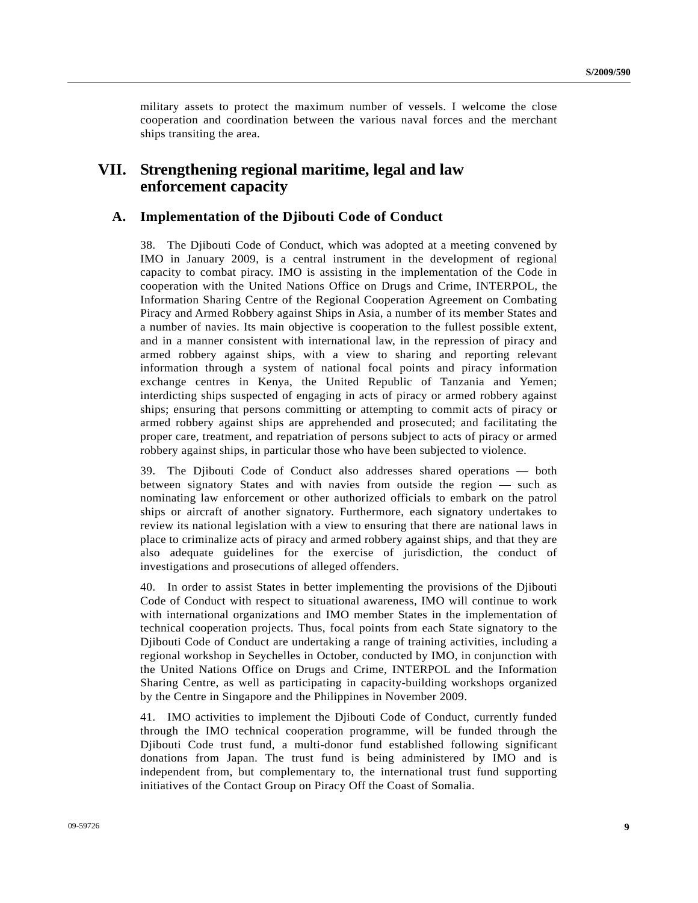military assets to protect the maximum number of vessels. I welcome the close cooperation and coordination between the various naval forces and the merchant ships transiting the area.

# VII. Strengthening regional maritime, legal and law enforcement capacity

## A. Implementation of the Djibouti Code of Conduct

38. The Djibouti Code of Conduct, which was adopted at a meeting convened by IMO in January 2009, is a central instrument in the development of regional capacity to combat piracy. IMO is assisting in the implementation of the Code in cooperation with the United Nations Office on Drugs and Crime, INTERPOL, the Information Sharing Centre of the Regional Cooperation Agreement on Combating Piracy and Armed Robbery against Ships in Asia, a number of its member States and a number of navies. Its main objective is cooperation to the fullest possible extent, and in a manner consistent with international law, in the repression of piracy and armed robbery against ships, with a view to sharing and reporting relevant information through a system of national focal points and piracy information exchange centres in Kenya, the United Republic of Tanzania and Yemen; interdicting ships suspected of engaging in acts of piracy or armed robbery against ships; ensuring that persons committing or attempting to commit acts of piracy or armed robbery against ships are apprehended and prosecuted; and facilitating the proper care, treatment, and repatriation of persons subject to acts of piracy or armed robbery against ships, in particular those who have been subjected to violence.

39. The Djibouti Code of Conduct also addresses shared operations — both between signatory States and with navies from outside the region — such as nominating law enforcement or other authorized officials to embark on the patrol ships or aircraft of another signatory. Furthermore, each signatory undertakes to review its national legislation with a view to ensuring that there are national laws in place to criminalize acts of piracy and armed robbery against ships, and that they are also adequate guidelines for the exercise of jurisdiction, the conduct of investigations and prosecutions of alleged offenders.

40. In order to assist States in better implementing the provisions of the Djibouti Code of Conduct with respect to situational awareness, IMO will continue to work with international organizations and IMO member States in the implementation of technical cooperation projects. Thus, focal points from each State signatory to the Djibouti Code of Conduct are undertaking a range of training activities, including a regional workshop in Seychelles in October, conducted by IMO, in conjunction with the United Nations Office on Drugs and Crime, INTERPOL and the Information Sharing Centre, as well as participating in capacity-building workshops organized by the Centre in Singapore and the Philippines in November 2009.

41. IMO activities to implement the Djibouti Code of Conduct, currently funded through the IMO technical cooperation programme, will be funded through the Djibouti Code trust fund, a multi-donor fund established following significant donations from Japan. The trust fund is being administered by IMO and is independent from, but complementary to, the international trust fund supporting initiatives of the Contact Group on Piracy Off the Coast of Somalia.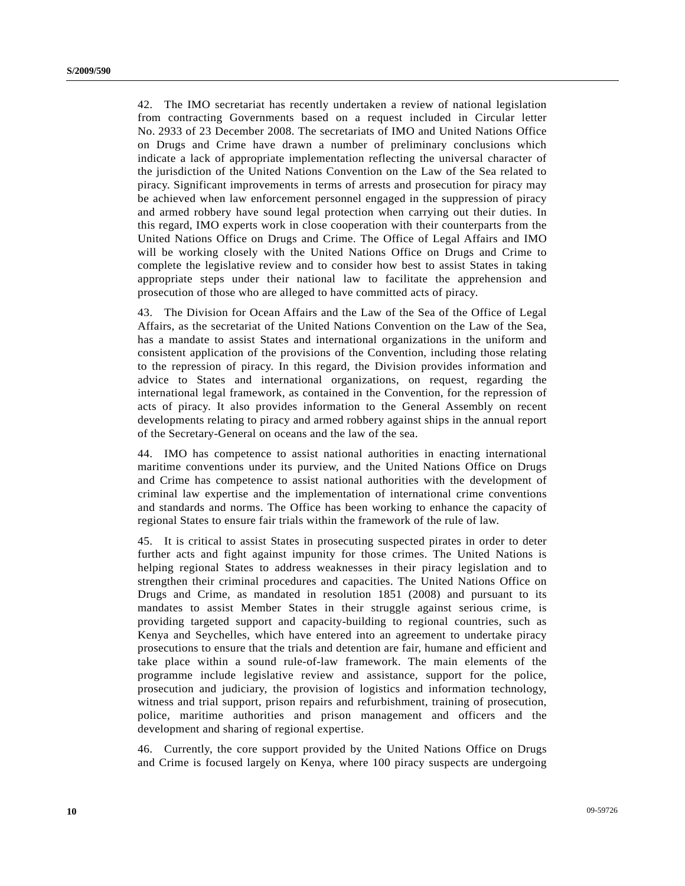42. The IMO secretariat has recently undertaken a review of national legislation from contracting Governments based on a request included in Circular letter No. 2933 of 23 December 2008. The secretariats of IMO and United Nations Office on Drugs and Crime have drawn a number of preliminary conclusions which indicate a lack of appropriate implementation reflecting the universal character of the jurisdiction of the United Nations Convention on the Law of the Sea related to piracy. Significant improvements in terms of arrests and prosecution for piracy may be achieved when law enforcement personnel engaged in the suppression of piracy and armed robbery have sound legal protection when carrying out their duties. In this regard, IMO experts work in close cooperation with their counterparts from the United Nations Office on Drugs and Crime. The Office of Legal Affairs and IMO will be working closely with the United Nations Office on Drugs and Crime to complete the legislative review and to consider how best to assist States in taking appropriate steps under their national law to facilitate the apprehension and prosecution of those who are alleged to have committed acts of piracy.

43. The Division for Ocean Affairs and the Law of the Sea of the Office of Legal Affairs, as the secretariat of the United Nations Convention on the Law of the Sea, has a mandate to assist States and international organizations in the uniform and consistent application of the provisions of the Convention, including those relating to the repression of piracy. In this regard, the Division provides information and advice to States and international organizations, on request, regarding the international legal framework, as contained in the Convention, for the repression of acts of piracy. It also provides information to the General Assembly on recent developments relating to piracy and armed robbery against ships in the annual report of the Secretary-General on oceans and the law of the sea.

44. IMO has competence to assist national authorities in enacting international maritime conventions under its purview, and the United Nations Office on Drugs and Crime has competence to assist national authorities with the development of criminal law expertise and the implementation of international crime conventions and standards and norms. The Office has been working to enhance the capacity of regional States to ensure fair trials within the framework of the rule of law.

45. It is critical to assist States in prosecuting suspected pirates in order to deter further acts and fight against impunity for those crimes. The United Nations is helping regional States to address weaknesses in their piracy legislation and to strengthen their criminal procedures and capacities. The United Nations Office on Drugs and Crime, as mandated in resolution 1851 (2008) and pursuant to its mandates to assist Member States in their struggle against serious crime, is providing targeted support and capacity-building to regional countries, such as Kenya and Seychelles, which have entered into an agreement to undertake piracy prosecutions to ensure that the trials and detention are fair, humane and efficient and take place within a sound rule-of-law framework. The main elements of the programme include legislative review and assistance, support for the police, prosecution and judiciary, the provision of logistics and information technology, witness and trial support, prison repairs and refurbishment, training of prosecution, police, maritime authorities and prison management and officers and the development and sharing of regional expertise.

46. Currently, the core support provided by the United Nations Office on Drugs and Crime is focused largely on Kenya, where 100 piracy suspects are undergoing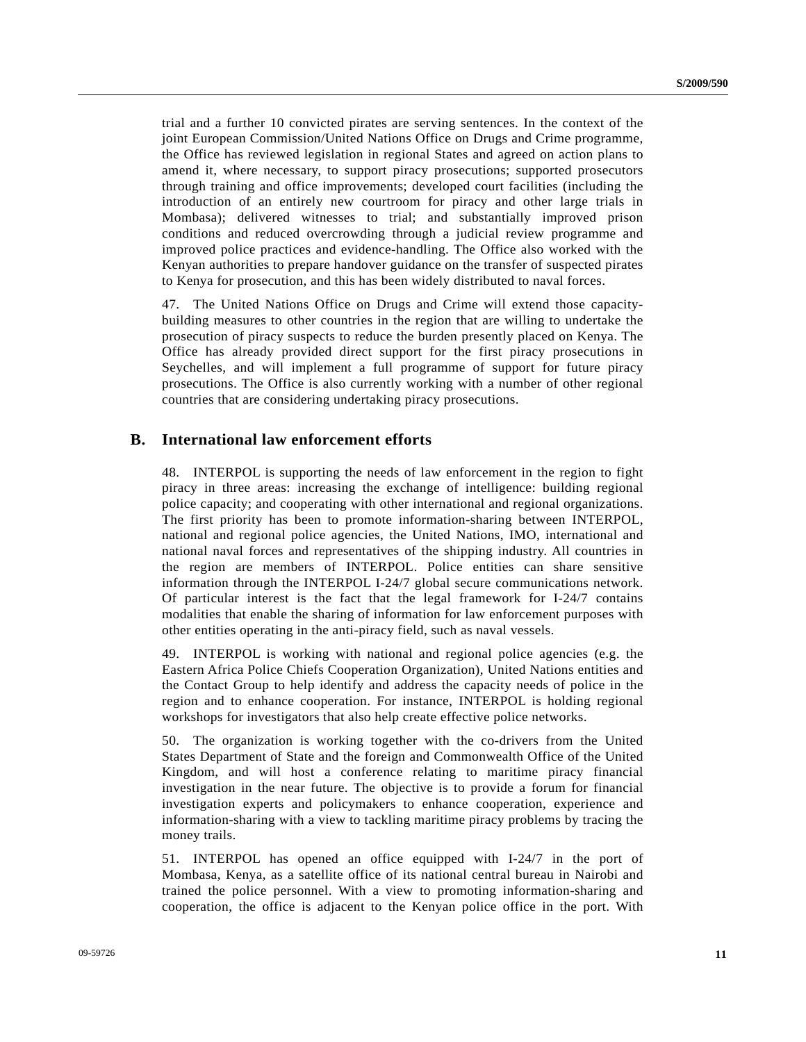trial and a further 10 convicted pirates are serving sentences. In the context of the joint European Commission/United Nations Office on Drugs and Crime programme, the Office has reviewed legislation in regional States and agreed on action plans to amend it, where necessary, to support piracy prosecutions; supported prosecutors through training and office improvements; developed court facilities (including the introduction of an entirely new courtroom for piracy and other large trials in Mombasa); delivered witnesses to trial; and substantially improved prison conditions and reduced overcrowding through a judicial review programme and improved police practices and evidence-handling. The Office also worked with the Kenyan authorities to prepare handover guidance on the transfer of suspected pirates to Kenya for prosecution, and this has been widely distributed to naval forces.

47. The United Nations Office on Drugs and Crime will extend those capacity-building measures to other countries in the region that are willing to undertake the prosecution of piracy suspects to reduce the burden presently placed on Kenya. The Office has already provided direct support for the first piracy prosecutions in Seychelles, and will implement a full programme of support for future piracy prosecutions. The Office is also currently working with a number of other regional countries that are considering undertaking piracy prosecutions.

## B. International law enforcement efforts

48. INTERPOL is supporting the needs of law enforcement in the region to fight piracy in three areas: increasing the exchange of intelligence: building regional police capacity; and cooperating with other international and regional organizations. The first priority has been to promote information-sharing between INTERPOL, national and regional police agencies, the United Nations, IMO, international and national naval forces and representatives of the shipping industry. All countries in the region are members of INTERPOL. Police entities can share sensitive information through the INTERPOL I-24/7 global secure communications network. Of particular interest is the fact that the legal framework for I-24/7 contains modalities that enable the sharing of information for law enforcement purposes with other entities operating in the anti-piracy field, such as naval vessels.

49. INTERPOL is working with national and regional police agencies (e.g. the Eastern Africa Police Chiefs Cooperation Organization), United Nations entities and the Contact Group to help identify and address the capacity needs of police in the region and to enhance cooperation. For instance, INTERPOL is holding regional workshops for investigators that also help create effective police networks.

50. The organization is working together with the co-drivers from the United States Department of State and the foreign and Commonwealth Office of the United Kingdom, and will host a conference relating to maritime piracy financial investigation in the near future. The objective is to provide a forum for financial investigation experts and policymakers to enhance cooperation, experience and information-sharing with a view to tackling maritime piracy problems by tracing the money trails.

51. INTERPOL has opened an office equipped with I-24/7 in the port of Mombasa, Kenya, as a satellite office of its national central bureau in Nairobi and trained the police personnel. With a view to promoting information-sharing and cooperation, the office is adjacent to the Kenyan police office in the port. With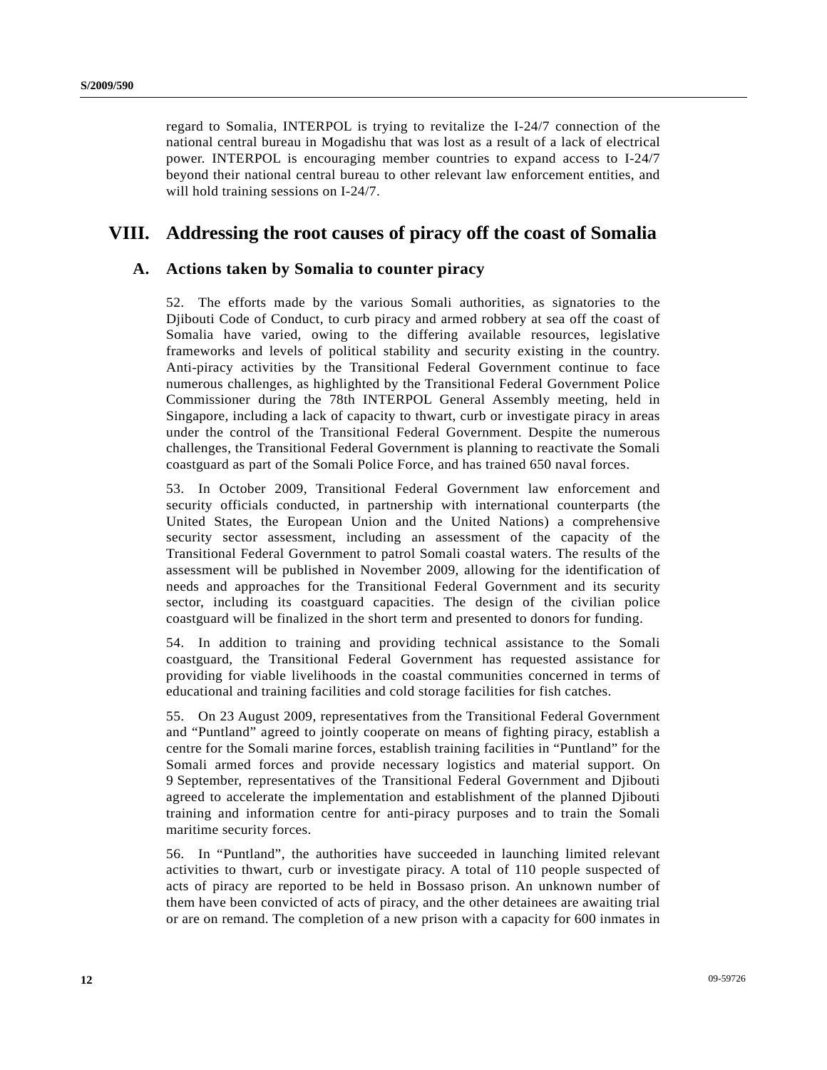regard to Somalia, INTERPOL is trying to revitalize the I-24/7 connection of the national central bureau in Mogadishu that was lost as a result of a lack of electrical power. INTERPOL is encouraging member countries to expand access to I-24/7 beyond their national central bureau to other relevant law enforcement entities, and will hold training sessions on I-24/7.

# VIII. Addressing the root causes of piracy off the coast of Somalia

## A. Actions taken by Somalia to counter piracy

52. The efforts made by the various Somali authorities, as signatories to the Djibouti Code of Conduct, to curb piracy and armed robbery at sea off the coast of Somalia have varied, owing to the differing available resources, legislative frameworks and levels of political stability and security existing in the country. Anti-piracy activities by the Transitional Federal Government continue to face numerous challenges, as highlighted by the Transitional Federal Government Police Commissioner during the 78th INTERPOL General Assembly meeting, held in Singapore, including a lack of capacity to thwart, curb or investigate piracy in areas under the control of the Transitional Federal Government. Despite the numerous challenges, the Transitional Federal Government is planning to reactivate the Somali coastguard as part of the Somali Police Force, and has trained 650 naval forces.

53. In October 2009, Transitional Federal Government law enforcement and security officials conducted, in partnership with international counterparts (the United States, the European Union and the United Nations) a comprehensive security sector assessment, including an assessment of the capacity of the Transitional Federal Government to patrol Somali coastal waters. The results of the assessment will be published in November 2009, allowing for the identification of needs and approaches for the Transitional Federal Government and its security sector, including its coastguard capacities. The design of the civilian police coastguard will be finalized in the short term and presented to donors for funding.

54. In addition to training and providing technical assistance to the Somali coastguard, the Transitional Federal Government has requested assistance for providing for viable livelihoods in the coastal communities concerned in terms of educational and training facilities and cold storage facilities for fish catches.

55. On 23 August 2009, representatives from the Transitional Federal Government and "Puntland" agreed to jointly cooperate on means of fighting piracy, establish a centre for the Somali marine forces, establish training facilities in "Puntland" for the Somali armed forces and provide necessary logistics and material support. On 9 September, representatives of the Transitional Federal Government and Djibouti agreed to accelerate the implementation and establishment of the planned Djibouti training and information centre for anti-piracy purposes and to train the Somali maritime security forces.

56. In "Puntland", the authorities have succeeded in launching limited relevant activities to thwart, curb or investigate piracy. A total of 110 people suspected of acts of piracy are reported to be held in Bossaso prison. An unknown number of them have been convicted of acts of piracy, and the other detainees are awaiting trial or are on remand. The completion of a new prison with a capacity for 600 inmates in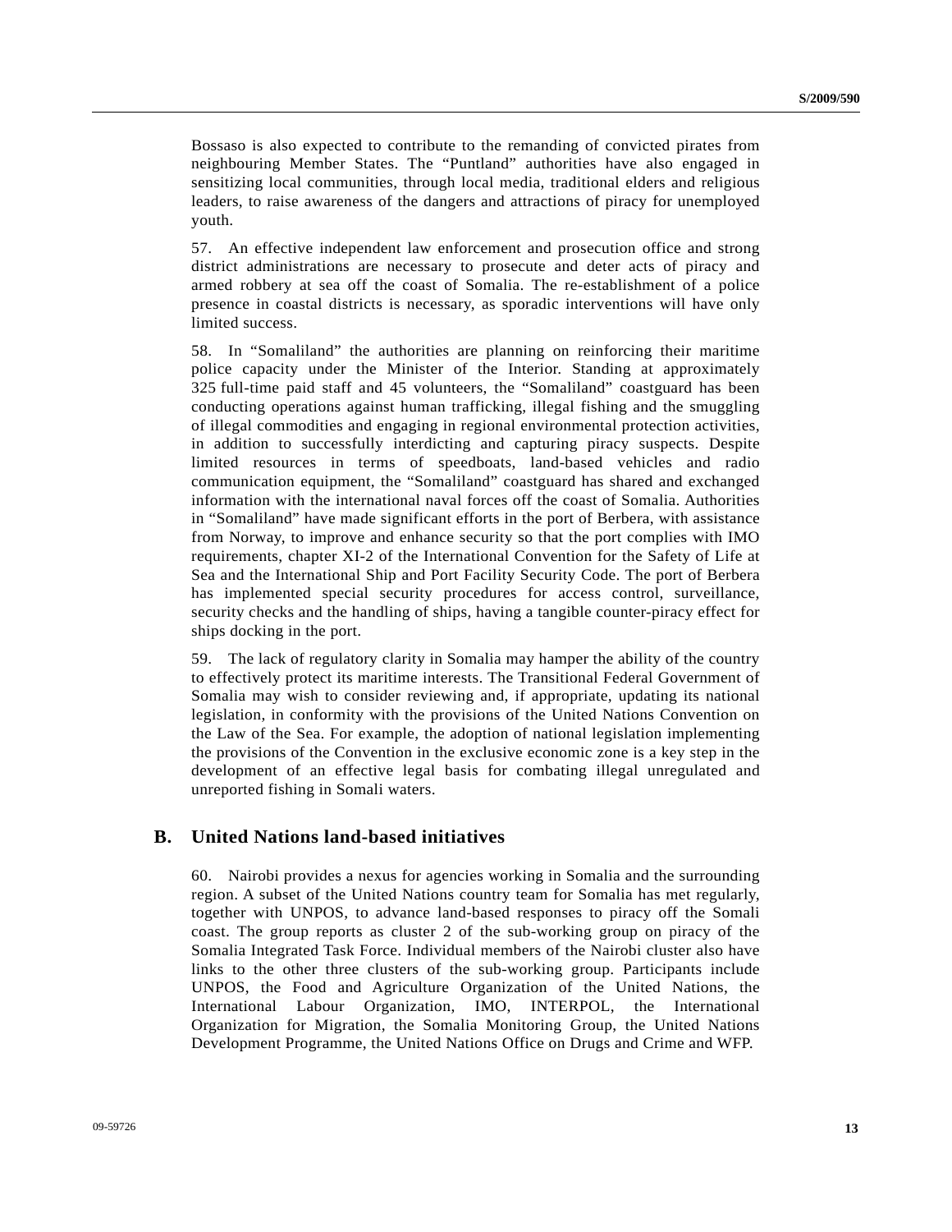Bossaso is also expected to contribute to the remanding of convicted pirates from neighbouring Member States. The "Puntland" authorities have also engaged in sensitizing local communities, through local media, traditional elders and religious leaders, to raise awareness of the dangers and attractions of piracy for unemployed youth.

57. An effective independent law enforcement and prosecution office and strong district administrations are necessary to prosecute and deter acts of piracy and armed robbery at sea off the coast of Somalia. The re-establishment of a police presence in coastal districts is necessary, as sporadic interventions will have only limited success.

58. In "Somaliland" the authorities are planning on reinforcing their maritime police capacity under the Minister of the Interior. Standing at approximately 325 full-time paid staff and 45 volunteers, the "Somaliland" coastguard has been conducting operations against human trafficking, illegal fishing and the smuggling of illegal commodities and engaging in regional environmental protection activities, in addition to successfully interdicting and capturing piracy suspects. Despite limited resources in terms of speedboats, land-based vehicles and radio communication equipment, the "Somaliland" coastguard has shared and exchanged information with the international naval forces off the coast of Somalia. Authorities in "Somaliland" have made significant efforts in the port of Berbera, with assistance from Norway, to improve and enhance security so that the port complies with IMO requirements, chapter XI-2 of the International Convention for the Safety of Life at Sea and the International Ship and Port Facility Security Code. The port of Berbera has implemented special security procedures for access control, surveillance, security checks and the handling of ships, having a tangible counter-piracy effect for ships docking in the port.

59. The lack of regulatory clarity in Somalia may hamper the ability of the country to effectively protect its maritime interests. The Transitional Federal Government of Somalia may wish to consider reviewing and, if appropriate, updating its national legislation, in conformity with the provisions of the United Nations Convention on the Law of the Sea. For example, the adoption of national legislation implementing the provisions of the Convention in the exclusive economic zone is a key step in the development of an effective legal basis for combating illegal unregulated and unreported fishing in Somali waters.

## B. United Nations land-based initiatives

60. Nairobi provides a nexus for agencies working in Somalia and the surrounding region. A subset of the United Nations country team for Somalia has met regularly, together with UNPOS, to advance land-based responses to piracy off the Somali coast. The group reports as cluster 2 of the sub-working group on piracy of the Somalia Integrated Task Force. Individual members of the Nairobi cluster also have links to the other three clusters of the sub-working group. Participants include UNPOS, the Food and Agriculture Organization of the United Nations, the International Labour Organization, IMO, INTERPOL, the International Organization for Migration, the Somalia Monitoring Group, the United Nations Development Programme, the United Nations Office on Drugs and Crime and WFP.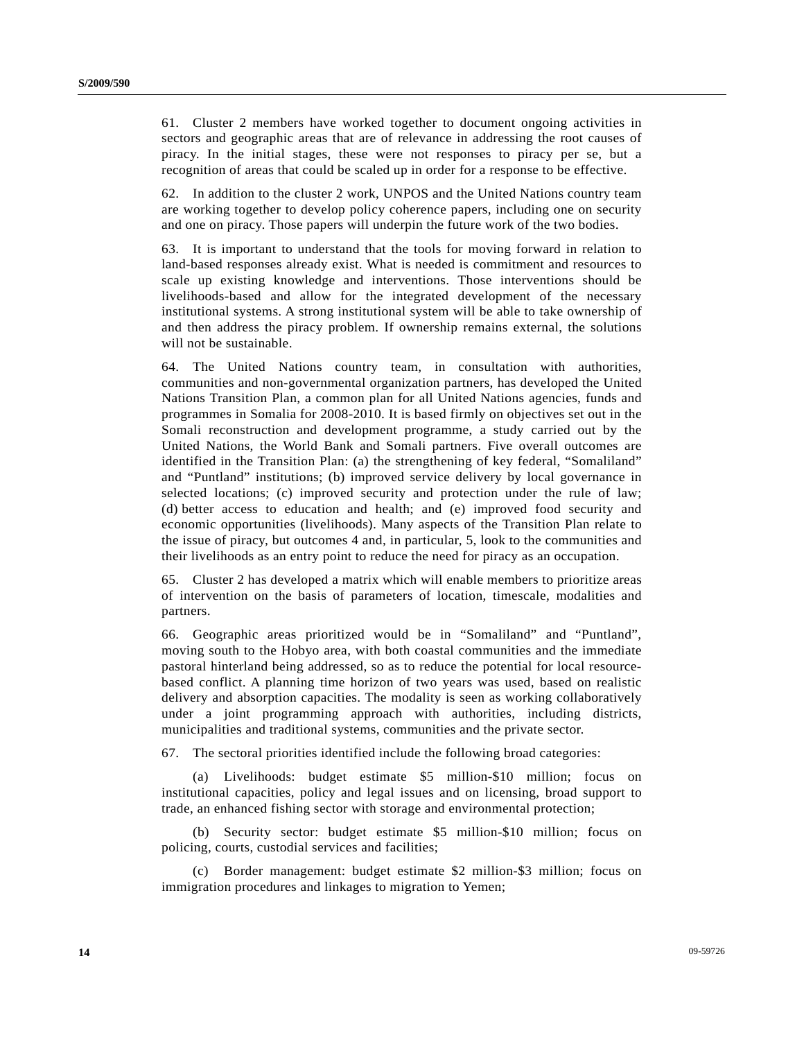61. Cluster 2 members have worked together to document ongoing activities in sectors and geographic areas that are of relevance in addressing the root causes of piracy. In the initial stages, these were not responses to piracy per se, but a recognition of areas that could be scaled up in order for a response to be effective.

62. In addition to the cluster 2 work, UNPOS and the United Nations country team are working together to develop policy coherence papers, including one on security and one on piracy. Those papers will underpin the future work of the two bodies.

63. It is important to understand that the tools for moving forward in relation to land-based responses already exist. What is needed is commitment and resources to scale up existing knowledge and interventions. Those interventions should be livelihoods-based and allow for the integrated development of the necessary institutional systems. A strong institutional system will be able to take ownership of and then address the piracy problem. If ownership remains external, the solutions will not be sustainable.

64. The United Nations country team, in consultation with authorities, communities and non-governmental organization partners, has developed the United Nations Transition Plan, a common plan for all United Nations agencies, funds and programmes in Somalia for 2008-2010. It is based firmly on objectives set out in the Somali reconstruction and development programme, a study carried out by the United Nations, the World Bank and Somali partners. Five overall outcomes are identified in the Transition Plan: (a) the strengthening of key federal, "Somaliland" and "Puntland" institutions; (b) improved service delivery by local governance in selected locations; (c) improved security and protection under the rule of law; (d) better access to education and health; and (e) improved food security and economic opportunities (livelihoods). Many aspects of the Transition Plan relate to the issue of piracy, but outcomes 4 and, in particular, 5, look to the communities and their livelihoods as an entry point to reduce the need for piracy as an occupation.

65. Cluster 2 has developed a matrix which will enable members to prioritize areas of intervention on the basis of parameters of location, timescale, modalities and partners.

66. Geographic areas prioritized would be in "Somaliland" and "Puntland", moving south to the Hobyo area, with both coastal communities and the immediate pastoral hinterland being addressed, so as to reduce the potential for local resource-based conflict. A planning time horizon of two years was used, based on realistic delivery and absorption capacities. The modality is seen as working collaboratively under a joint programming approach with authorities, including districts, municipalities and traditional systems, communities and the private sector.

67. The sectoral priorities identified include the following broad categories:

(a) Livelihoods: budget estimate $5 million-$10 million; focus on institutional capacities, policy and legal issues and on licensing, broad support to trade, an enhanced fishing sector with storage and environmental protection;

(b) Security sector: budget estimate $5 million-$10 million; focus on policing, courts, custodial services and facilities;

(c) Border management: budget estimate $2 million-$3 million; focus on immigration procedures and linkages to migration to Yemen;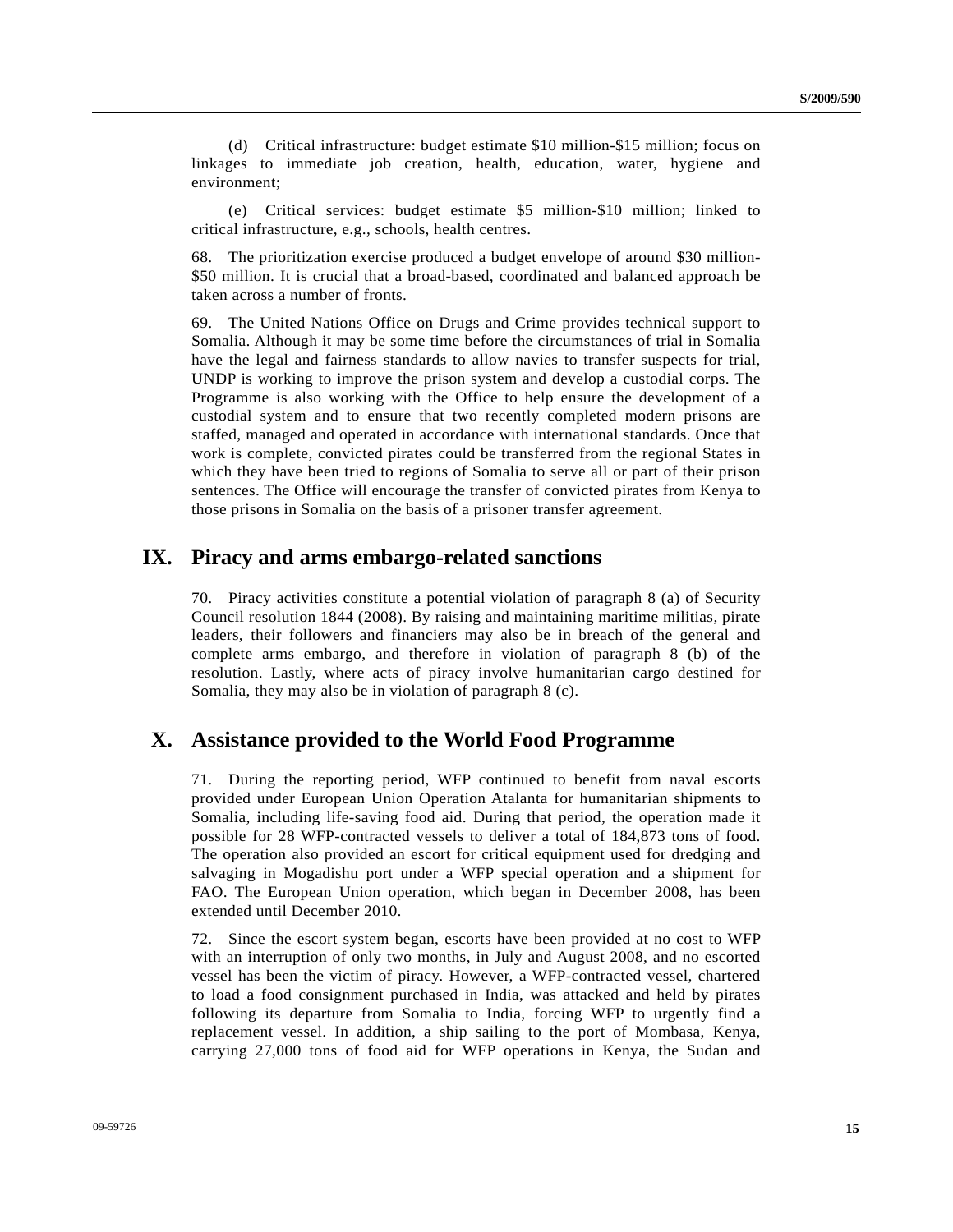(d) Critical infrastructure: budget estimate \$10 million-\$15 million; focus on linkages to immediate job creation, health, education, water, hygiene and environment;

(e) Critical services: budget estimate \$5 million-\$10 million; linked to critical infrastructure, e.g., schools, health centres.

68. The prioritization exercise produced a budget envelope of around \$30 million-\$50 million. It is crucial that a broad-based, coordinated and balanced approach be taken across a number of fronts.

69. The United Nations Office on Drugs and Crime provides technical support to Somalia. Although it may be some time before the circumstances of trial in Somalia have the legal and fairness standards to allow navies to transfer suspects for trial, UNDP is working to improve the prison system and develop a custodial corps. The Programme is also working with the Office to help ensure the development of a custodial system and to ensure that two recently completed modern prisons are staffed, managed and operated in accordance with international standards. Once that work is complete, convicted pirates could be transferred from the regional States in which they have been tried to regions of Somalia to serve all or part of their prison sentences. The Office will encourage the transfer of convicted pirates from Kenya to those prisons in Somalia on the basis of a prisoner transfer agreement.

## IX. Piracy and arms embargo-related sanctions

70. Piracy activities constitute a potential violation of paragraph 8 (a) of Security Council resolution 1844 (2008). By raising and maintaining maritime militias, pirate leaders, their followers and financiers may also be in breach of the general and complete arms embargo, and therefore in violation of paragraph 8 (b) of the resolution. Lastly, where acts of piracy involve humanitarian cargo destined for Somalia, they may also be in violation of paragraph 8 (c).

## X. Assistance provided to the World Food Programme

71. During the reporting period, WFP continued to benefit from naval escorts provided under European Union Operation Atalanta for humanitarian shipments to Somalia, including life-saving food aid. During that period, the operation made it possible for 28 WFP-contracted vessels to deliver a total of 184,873 tons of food. The operation also provided an escort for critical equipment used for dredging and salvaging in Mogadishu port under a WFP special operation and a shipment for FAO. The European Union operation, which began in December 2008, has been extended until December 2010.

72. Since the escort system began, escorts have been provided at no cost to WFP with an interruption of only two months, in July and August 2008, and no escorted vessel has been the victim of piracy. However, a WFP-contracted vessel, chartered to load a food consignment purchased in India, was attacked and held by pirates following its departure from Somalia to India, forcing WFP to urgently find a replacement vessel. In addition, a ship sailing to the port of Mombasa, Kenya, carrying 27,000 tons of food aid for WFP operations in Kenya, the Sudan and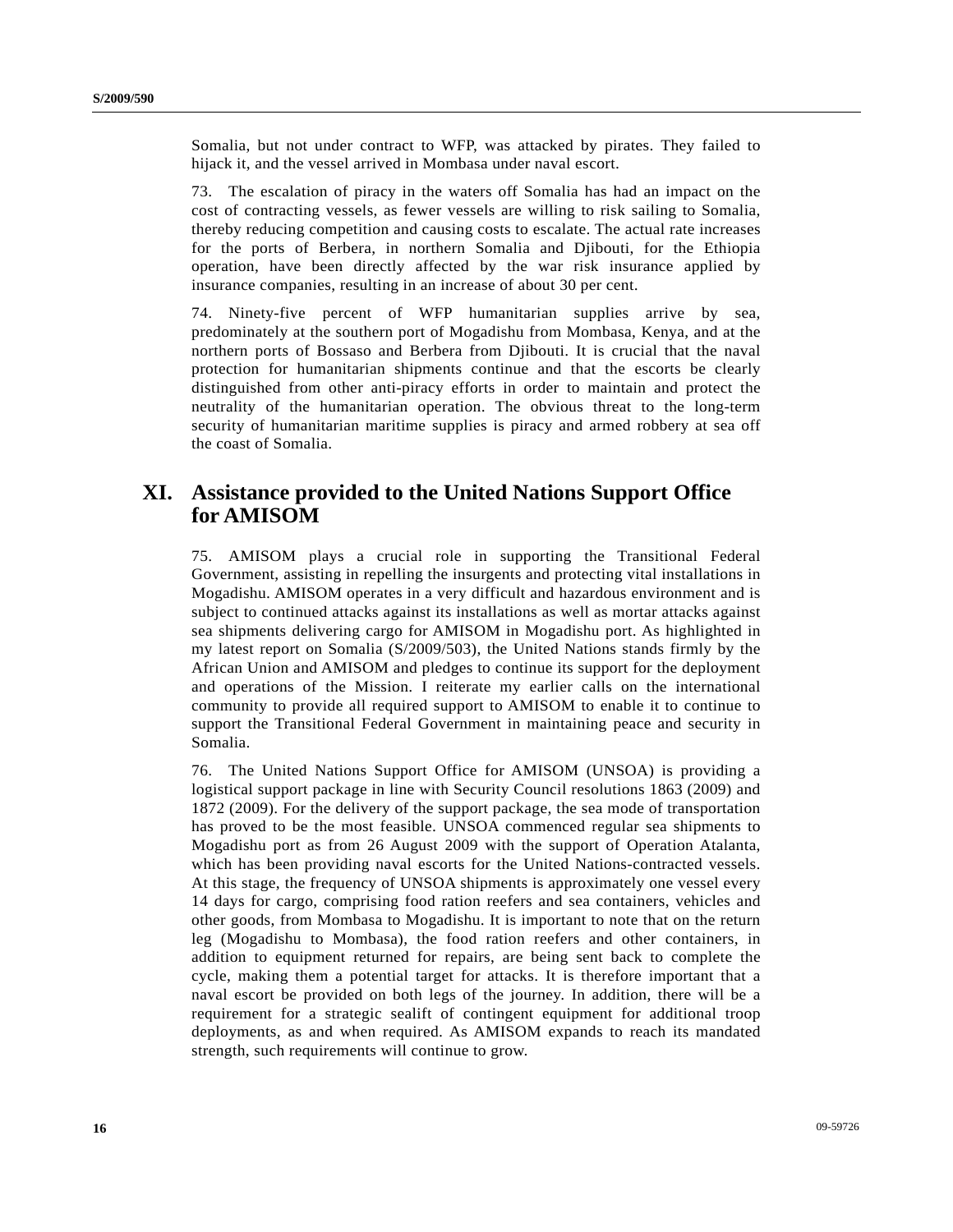Somalia, but not under contract to WFP, was attacked by pirates. They failed to hijack it, and the vessel arrived in Mombasa under naval escort.

73. The escalation of piracy in the waters off Somalia has had an impact on the cost of contracting vessels, as fewer vessels are willing to risk sailing to Somalia, thereby reducing competition and causing costs to escalate. The actual rate increases for the ports of Berbera, in northern Somalia and Djibouti, for the Ethiopia operation, have been directly affected by the war risk insurance applied by insurance companies, resulting in an increase of about 30 per cent.

74. Ninety-five percent of WFP humanitarian supplies arrive by sea, predominately at the southern port of Mogadishu from Mombasa, Kenya, and at the northern ports of Bossaso and Berbera from Djibouti. It is crucial that the naval protection for humanitarian shipments continue and that the escorts be clearly distinguished from other anti-piracy efforts in order to maintain and protect the neutrality of the humanitarian operation. The obvious threat to the long-term security of humanitarian maritime supplies is piracy and armed robbery at sea off the coast of Somalia.

## XI. Assistance provided to the United Nations Support Office for AMISOM

75. AMISOM plays a crucial role in supporting the Transitional Federal Government, assisting in repelling the insurgents and protecting vital installations in Mogadishu. AMISOM operates in a very difficult and hazardous environment and is subject to continued attacks against its installations as well as mortar attacks against sea shipments delivering cargo for AMISOM in Mogadishu port. As highlighted in my latest report on Somalia (S/2009/503), the United Nations stands firmly by the African Union and AMISOM and pledges to continue its support for the deployment and operations of the Mission. I reiterate my earlier calls on the international community to provide all required support to AMISOM to enable it to continue to support the Transitional Federal Government in maintaining peace and security in Somalia.

76. The United Nations Support Office for AMISOM (UNSOA) is providing a logistical support package in line with Security Council resolutions 1863 (2009) and 1872 (2009). For the delivery of the support package, the sea mode of transportation has proved to be the most feasible. UNSOA commenced regular sea shipments to Mogadishu port as from 26 August 2009 with the support of Operation Atalanta, which has been providing naval escorts for the United Nations-contracted vessels. At this stage, the frequency of UNSOA shipments is approximately one vessel every 14 days for cargo, comprising food ration reefers and sea containers, vehicles and other goods, from Mombasa to Mogadishu. It is important to note that on the return leg (Mogadishu to Mombasa), the food ration reefers and other containers, in addition to equipment returned for repairs, are being sent back to complete the cycle, making them a potential target for attacks. It is therefore important that a naval escort be provided on both legs of the journey. In addition, there will be a requirement for a strategic sealift of contingent equipment for additional troop deployments, as and when required. As AMISOM expands to reach its mandated strength, such requirements will continue to grow.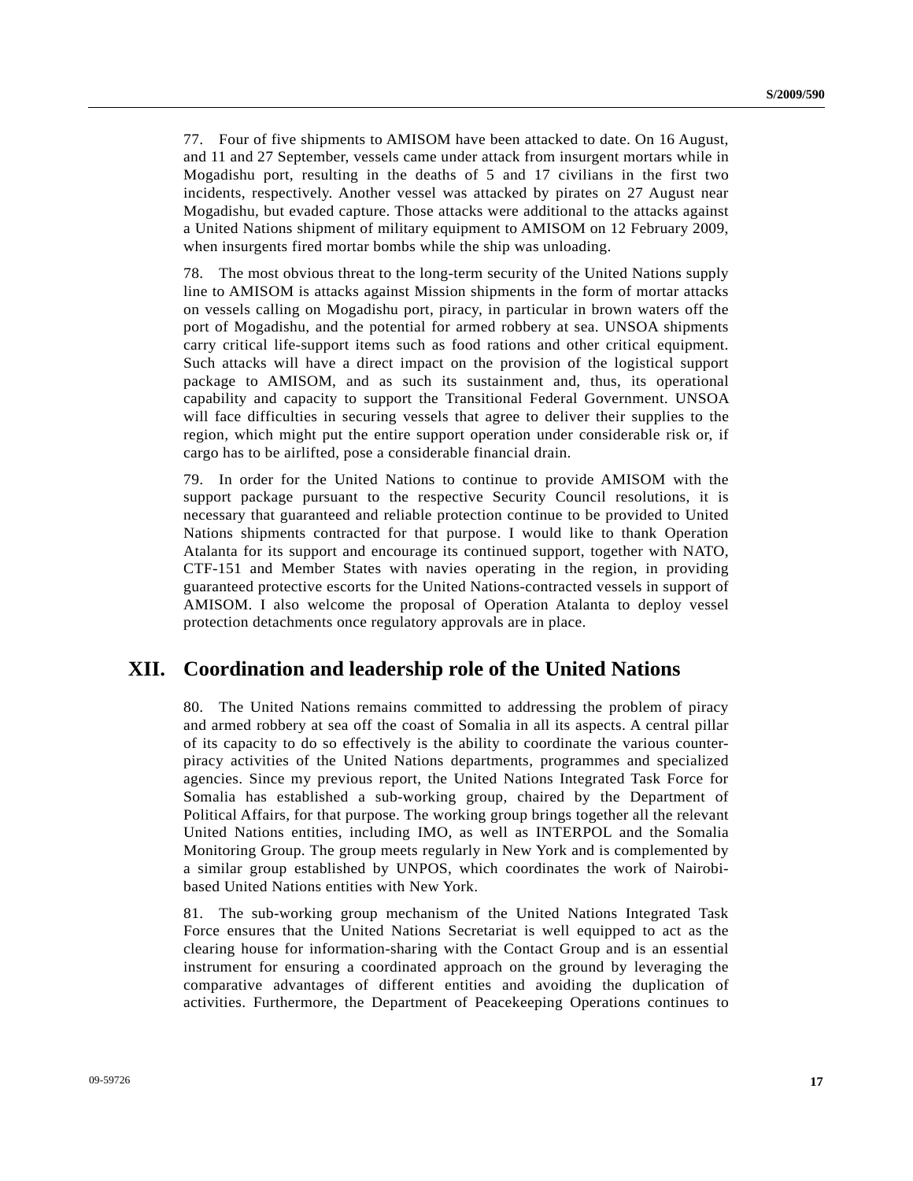77. Four of five shipments to AMISOM have been attacked to date. On 16 August, and 11 and 27 September, vessels came under attack from insurgent mortars while in Mogadishu port, resulting in the deaths of 5 and 17 civilians in the first two incidents, respectively. Another vessel was attacked by pirates on 27 August near Mogadishu, but evaded capture. Those attacks were additional to the attacks against a United Nations shipment of military equipment to AMISOM on 12 February 2009, when insurgents fired mortar bombs while the ship was unloading.

78. The most obvious threat to the long-term security of the United Nations supply line to AMISOM is attacks against Mission shipments in the form of mortar attacks on vessels calling on Mogadishu port, piracy, in particular in brown waters off the port of Mogadishu, and the potential for armed robbery at sea. UNSOA shipments carry critical life-support items such as food rations and other critical equipment. Such attacks will have a direct impact on the provision of the logistical support package to AMISOM, and as such its sustainment and, thus, its operational capability and capacity to support the Transitional Federal Government. UNSOA will face difficulties in securing vessels that agree to deliver their supplies to the region, which might put the entire support operation under considerable risk or, if cargo has to be airlifted, pose a considerable financial drain.

79. In order for the United Nations to continue to provide AMISOM with the support package pursuant to the respective Security Council resolutions, it is necessary that guaranteed and reliable protection continue to be provided to United Nations shipments contracted for that purpose. I would like to thank Operation Atalanta for its support and encourage its continued support, together with NATO, CTF-151 and Member States with navies operating in the region, in providing guaranteed protective escorts for the United Nations-contracted vessels in support of AMISOM. I also welcome the proposal of Operation Atalanta to deploy vessel protection detachments once regulatory approvals are in place.

## XII. Coordination and leadership role of the United Nations

80. The United Nations remains committed to addressing the problem of piracy and armed robbery at sea off the coast of Somalia in all its aspects. A central pillar of its capacity to do so effectively is the ability to coordinate the various counter-piracy activities of the United Nations departments, programmes and specialized agencies. Since my previous report, the United Nations Integrated Task Force for Somalia has established a sub-working group, chaired by the Department of Political Affairs, for that purpose. The working group brings together all the relevant United Nations entities, including IMO, as well as INTERPOL and the Somalia Monitoring Group. The group meets regularly in New York and is complemented by a similar group established by UNPOS, which coordinates the work of Nairobi-based United Nations entities with New York.

81. The sub-working group mechanism of the United Nations Integrated Task Force ensures that the United Nations Secretariat is well equipped to act as the clearing house for information-sharing with the Contact Group and is an essential instrument for ensuring a coordinated approach on the ground by leveraging the comparative advantages of different entities and avoiding the duplication of activities. Furthermore, the Department of Peacekeeping Operations continues to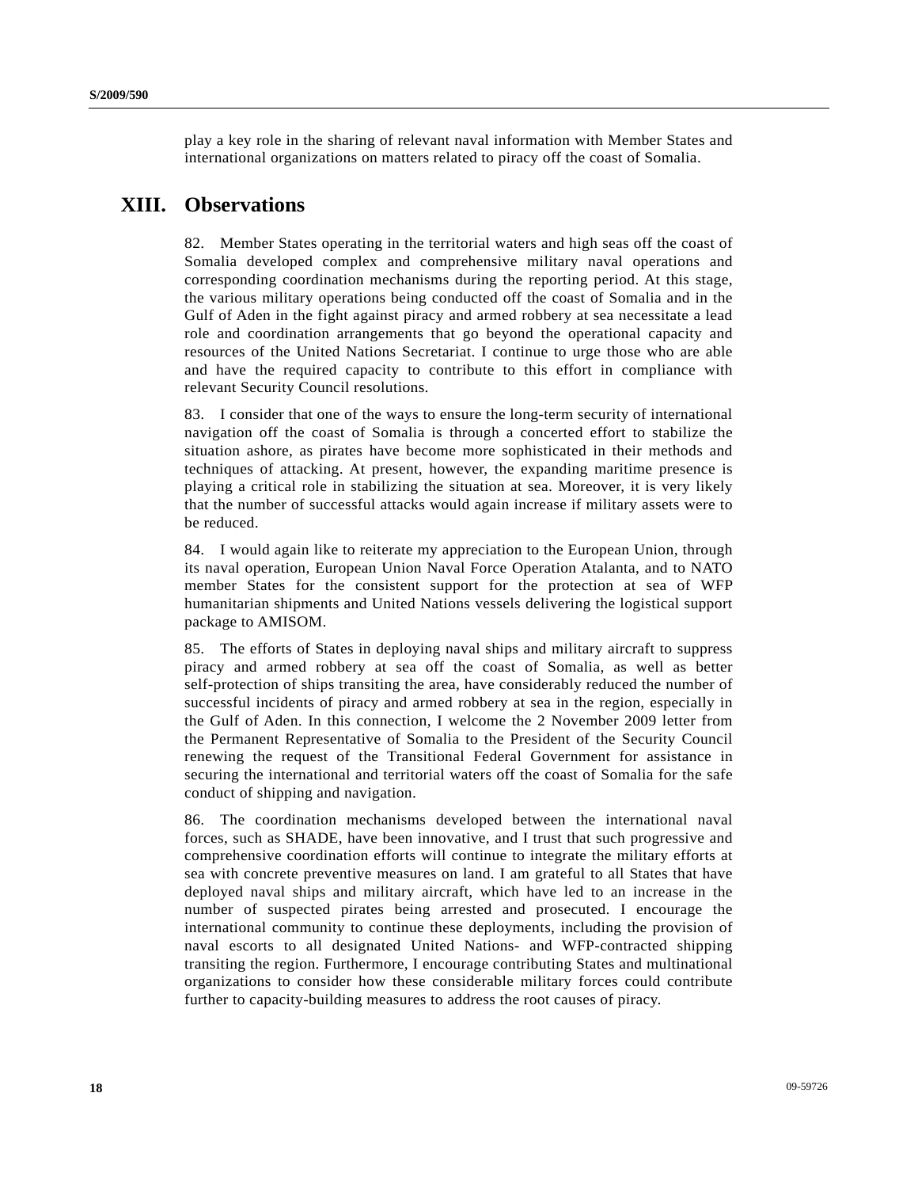play a key role in the sharing of relevant naval information with Member States and international organizations on matters related to piracy off the coast of Somalia.

# XIII. Observations

82. Member States operating in the territorial waters and high seas off the coast of Somalia developed complex and comprehensive military naval operations and corresponding coordination mechanisms during the reporting period. At this stage, the various military operations being conducted off the coast of Somalia and in the Gulf of Aden in the fight against piracy and armed robbery at sea necessitate a lead role and coordination arrangements that go beyond the operational capacity and resources of the United Nations Secretariat. I continue to urge those who are able and have the required capacity to contribute to this effort in compliance with relevant Security Council resolutions.

83. I consider that one of the ways to ensure the long-term security of international navigation off the coast of Somalia is through a concerted effort to stabilize the situation ashore, as pirates have become more sophisticated in their methods and techniques of attacking. At present, however, the expanding maritime presence is playing a critical role in stabilizing the situation at sea. Moreover, it is very likely that the number of successful attacks would again increase if military assets were to be reduced.

84. I would again like to reiterate my appreciation to the European Union, through its naval operation, European Union Naval Force Operation Atalanta, and to NATO member States for the consistent support for the protection at sea of WFP humanitarian shipments and United Nations vessels delivering the logistical support package to AMISOM.

85. The efforts of States in deploying naval ships and military aircraft to suppress piracy and armed robbery at sea off the coast of Somalia, as well as better self-protection of ships transiting the area, have considerably reduced the number of successful incidents of piracy and armed robbery at sea in the region, especially in the Gulf of Aden. In this connection, I welcome the 2 November 2009 letter from the Permanent Representative of Somalia to the President of the Security Council renewing the request of the Transitional Federal Government for assistance in securing the international and territorial waters off the coast of Somalia for the safe conduct of shipping and navigation.

86. The coordination mechanisms developed between the international naval forces, such as SHADE, have been innovative, and I trust that such progressive and comprehensive coordination efforts will continue to integrate the military efforts at sea with concrete preventive measures on land. I am grateful to all States that have deployed naval ships and military aircraft, which have led to an increase in the number of suspected pirates being arrested and prosecuted. I encourage the international community to continue these deployments, including the provision of naval escorts to all designated United Nations- and WFP-contracted shipping transiting the region. Furthermore, I encourage contributing States and multinational organizations to consider how these considerable military forces could contribute further to capacity-building measures to address the root causes of piracy.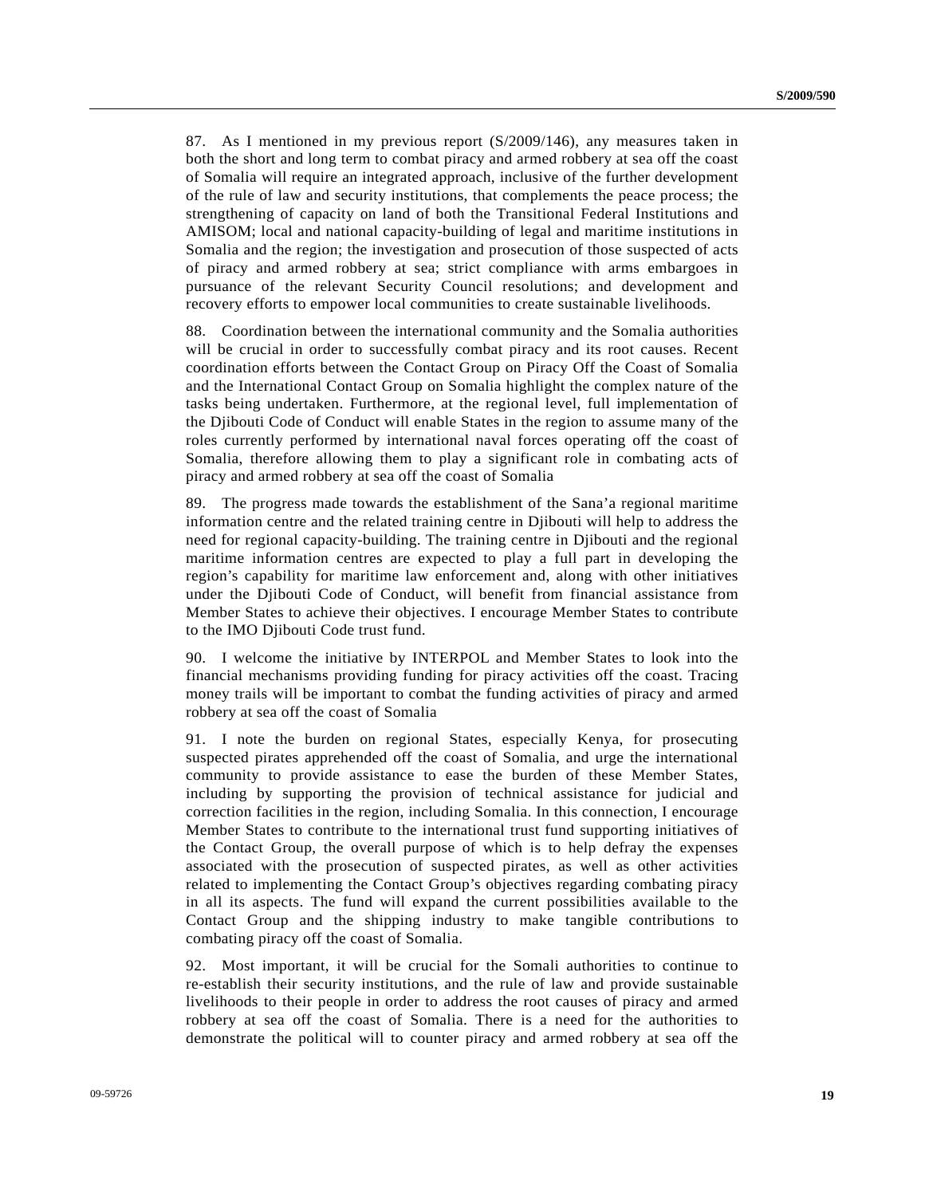87. As I mentioned in my previous report (S/2009/146), any measures taken in both the short and long term to combat piracy and armed robbery at sea off the coast of Somalia will require an integrated approach, inclusive of the further development of the rule of law and security institutions, that complements the peace process; the strengthening of capacity on land of both the Transitional Federal Institutions and AMISOM; local and national capacity-building of legal and maritime institutions in Somalia and the region; the investigation and prosecution of those suspected of acts of piracy and armed robbery at sea; strict compliance with arms embargoes in pursuance of the relevant Security Council resolutions; and development and recovery efforts to empower local communities to create sustainable livelihoods.

88. Coordination between the international community and the Somalia authorities will be crucial in order to successfully combat piracy and its root causes. Recent coordination efforts between the Contact Group on Piracy Off the Coast of Somalia and the International Contact Group on Somalia highlight the complex nature of the tasks being undertaken. Furthermore, at the regional level, full implementation of the Djibouti Code of Conduct will enable States in the region to assume many of the roles currently performed by international naval forces operating off the coast of Somalia, therefore allowing them to play a significant role in combating acts of piracy and armed robbery at sea off the coast of Somalia

89. The progress made towards the establishment of the Sana'a regional maritime information centre and the related training centre in Djibouti will help to address the need for regional capacity-building. The training centre in Djibouti and the regional maritime information centres are expected to play a full part in developing the region's capability for maritime law enforcement and, along with other initiatives under the Djibouti Code of Conduct, will benefit from financial assistance from Member States to achieve their objectives. I encourage Member States to contribute to the IMO Djibouti Code trust fund.

90. I welcome the initiative by INTERPOL and Member States to look into the financial mechanisms providing funding for piracy activities off the coast. Tracing money trails will be important to combat the funding activities of piracy and armed robbery at sea off the coast of Somalia

91. I note the burden on regional States, especially Kenya, for prosecuting suspected pirates apprehended off the coast of Somalia, and urge the international community to provide assistance to ease the burden of these Member States, including by supporting the provision of technical assistance for judicial and correction facilities in the region, including Somalia. In this connection, I encourage Member States to contribute to the international trust fund supporting initiatives of the Contact Group, the overall purpose of which is to help defray the expenses associated with the prosecution of suspected pirates, as well as other activities related to implementing the Contact Group's objectives regarding combating piracy in all its aspects. The fund will expand the current possibilities available to the Contact Group and the shipping industry to make tangible contributions to combating piracy off the coast of Somalia.

92. Most important, it will be crucial for the Somali authorities to continue to re-establish their security institutions, and the rule of law and provide sustainable livelihoods to their people in order to address the root causes of piracy and armed robbery at sea off the coast of Somalia. There is a need for the authorities to demonstrate the political will to counter piracy and armed robbery at sea off the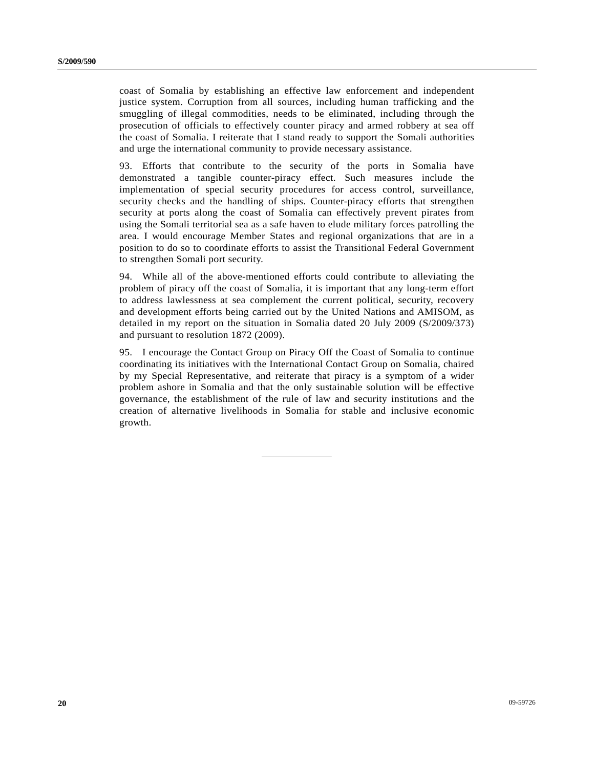coast of Somalia by establishing an effective law enforcement and independent justice system. Corruption from all sources, including human trafficking and the smuggling of illegal commodities, needs to be eliminated, including through the prosecution of officials to effectively counter piracy and armed robbery at sea off the coast of Somalia. I reiterate that I stand ready to support the Somali authorities and urge the international community to provide necessary assistance.

93. Efforts that contribute to the security of the ports in Somalia have demonstrated a tangible counter-piracy effect. Such measures include the implementation of special security procedures for access control, surveillance, security checks and the handling of ships. Counter-piracy efforts that strengthen security at ports along the coast of Somalia can effectively prevent pirates from using the Somali territorial sea as a safe haven to elude military forces patrolling the area. I would encourage Member States and regional organizations that are in a position to do so to coordinate efforts to assist the Transitional Federal Government to strengthen Somali port security.

94. While all of the above-mentioned efforts could contribute to alleviating the problem of piracy off the coast of Somalia, it is important that any long-term effort to address lawlessness at sea complement the current political, security, recovery and development efforts being carried out by the United Nations and AMISOM, as detailed in my report on the situation in Somalia dated 20 July 2009 (S/2009/373) and pursuant to resolution 1872 (2009).

95. I encourage the Contact Group on Piracy Off the Coast of Somalia to continue coordinating its initiatives with the International Contact Group on Somalia, chaired by my Special Representative, and reiterate that piracy is a symptom of a wider problem ashore in Somalia and that the only sustainable solution will be effective governance, the establishment of the rule of law and security institutions and the creation of alternative livelihoods in Somalia for stable and inclusive economic growth.